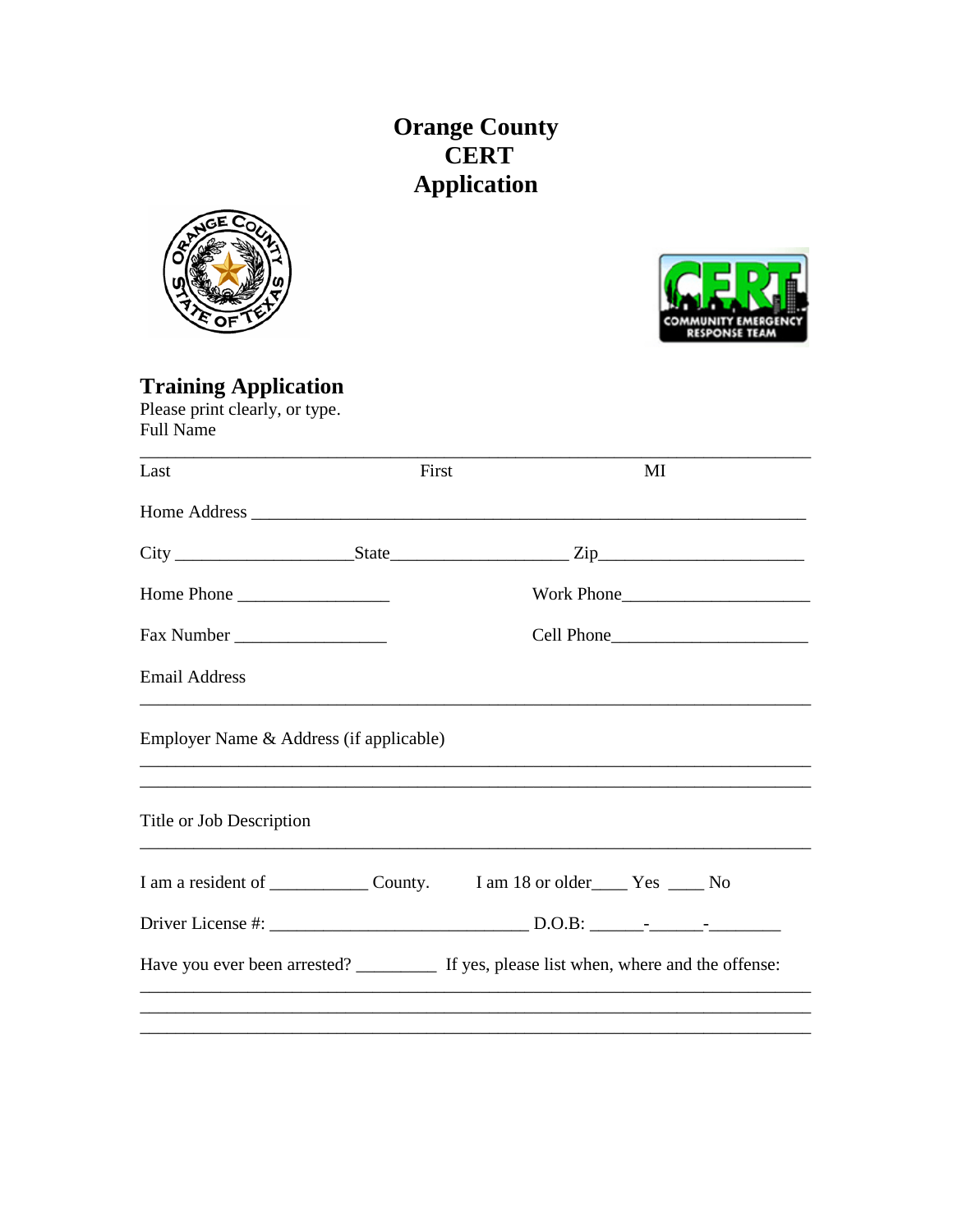# Orange County
# CERT
# Application

## Training Application

Please print clearly, or type.
Full Name

_______________________________________________________________________________

Last                                        First                                        MI

Home Address _________________________________________________________________

City ___________________State___________________ Zip_____________________

Home Phone ________________                                Work Phone____________________

Fax Number ________________                                Cell Phone_____________________

Email Address

_______________________________________________________________________________

Employer Name & Address (if applicable)

_______________________________________________________________________________
_______________________________________________________________________________

Title or Job Description

_______________________________________________________________________________

I am a resident of ___________ County.        I am 18 or older____ Yes ____ No

Driver License #: _____________________________ D.O.B: ______-______-________

Have you ever been arrested? _________ If yes, please list when, where and the offense:

_______________________________________________________________________________
_______________________________________________________________________________
_______________________________________________________________________________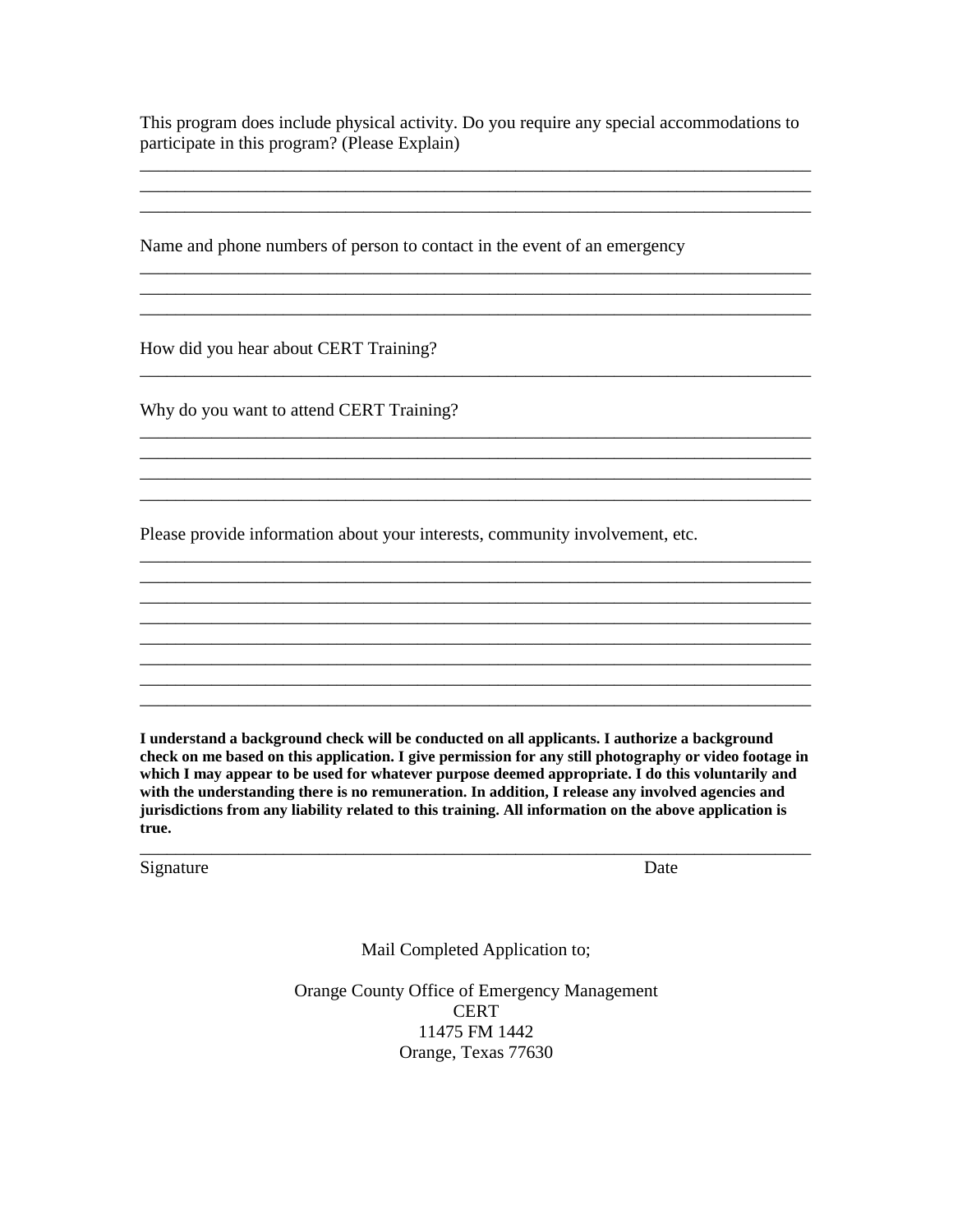This program does include physical activity. Do you require any special accommodations to participate in this program? (Please Explain)

_____________________________________________________________________________
_____________________________________________________________________________
_____________________________________________________________________________

Name and phone numbers of person to contact in the event of an emergency

_____________________________________________________________________________
_____________________________________________________________________________
_____________________________________________________________________________

How did you hear about CERT Training?

_____________________________________________________________________________

Why do you want to attend CERT Training?

_____________________________________________________________________________
_____________________________________________________________________________
_____________________________________________________________________________
_____________________________________________________________________________

Please provide information about your interests, community involvement, etc.

_____________________________________________________________________________
_____________________________________________________________________________
_____________________________________________________________________________
_____________________________________________________________________________
_____________________________________________________________________________
_____________________________________________________________________________
_____________________________________________________________________________
_____________________________________________________________________________

**I understand a background check will be conducted on all applicants. I authorize a background check on me based on this application. I give permission for any still photography or video footage in which I may appear to be used for whatever purpose deemed appropriate. I do this voluntarily and with the understanding there is no remuneration. In addition, I release any involved agencies and jurisdictions from any liability related to this training. All information on the above application is true.**

_____________________________________________________________________________
Signature                                                                                                    Date

Mail Completed Application to;

Orange County Office of Emergency Management
CERT
11475 FM 1442
Orange, Texas 77630